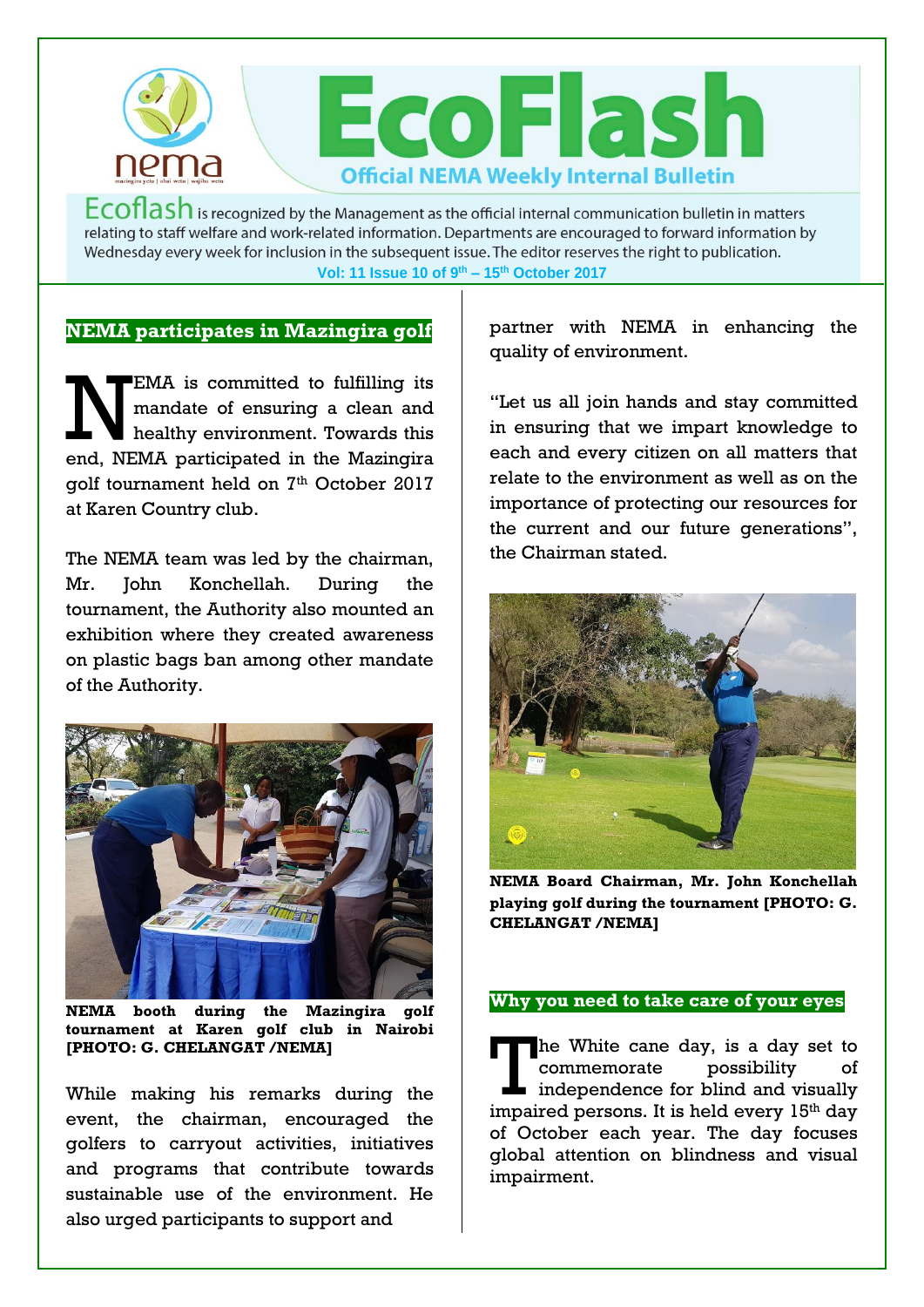# EcoFlash

**Official NEMA Weekly Internal Bulletin**

Ecoflash is recognized by the Management as the official internal communication bulletin in matters relating to staff welfare and work-related information. Departments are encouraged to forward information by Wednesday every week for inclusion in the subsequent issue. The editor reserves the right to publication.

**Vol: 11 Issue 10 of 9th – 15th October 2017**

## NEMA participates in Mazingira golf

NEMA is committed to fulfilling its mandate of ensuring a clean and healthy environment. Towards this end, NEMA participated in the Mazingira golf tournament held on 7th October 2017 at Karen Country club.

The NEMA team was led by the chairman, Mr. John Konchellah. During the tournament, the Authority also mounted an exhibition where they created awareness on plastic bags ban among other mandate of the Authority.

**NEMA booth during the Mazingira golf tournament at Karen golf club in Nairobi [PHOTO: G. CHELANGAT /NEMA]**

While making his remarks during the event, the chairman, encouraged the golfers to carryout activities, initiatives and programs that contribute towards sustainable use of the environment. He also urged participants to support and partner with NEMA in enhancing the quality of environment.

"Let us all join hands and stay committed in ensuring that we impart knowledge to each and every citizen on all matters that relate to the environment as well as on the importance of protecting our resources for the current and our future generations", the Chairman stated.

**NEMA Board Chairman, Mr. John Konchellah playing golf during the tournament [PHOTO: G. CHELANGAT /NEMA]**

## Why you need to take care of your eyes

The White cane day, is a day set to commemorate possibility of independence for blind and visually impaired persons. It is held every 15th day of October each year. The day focuses global attention on blindness and visual impairment.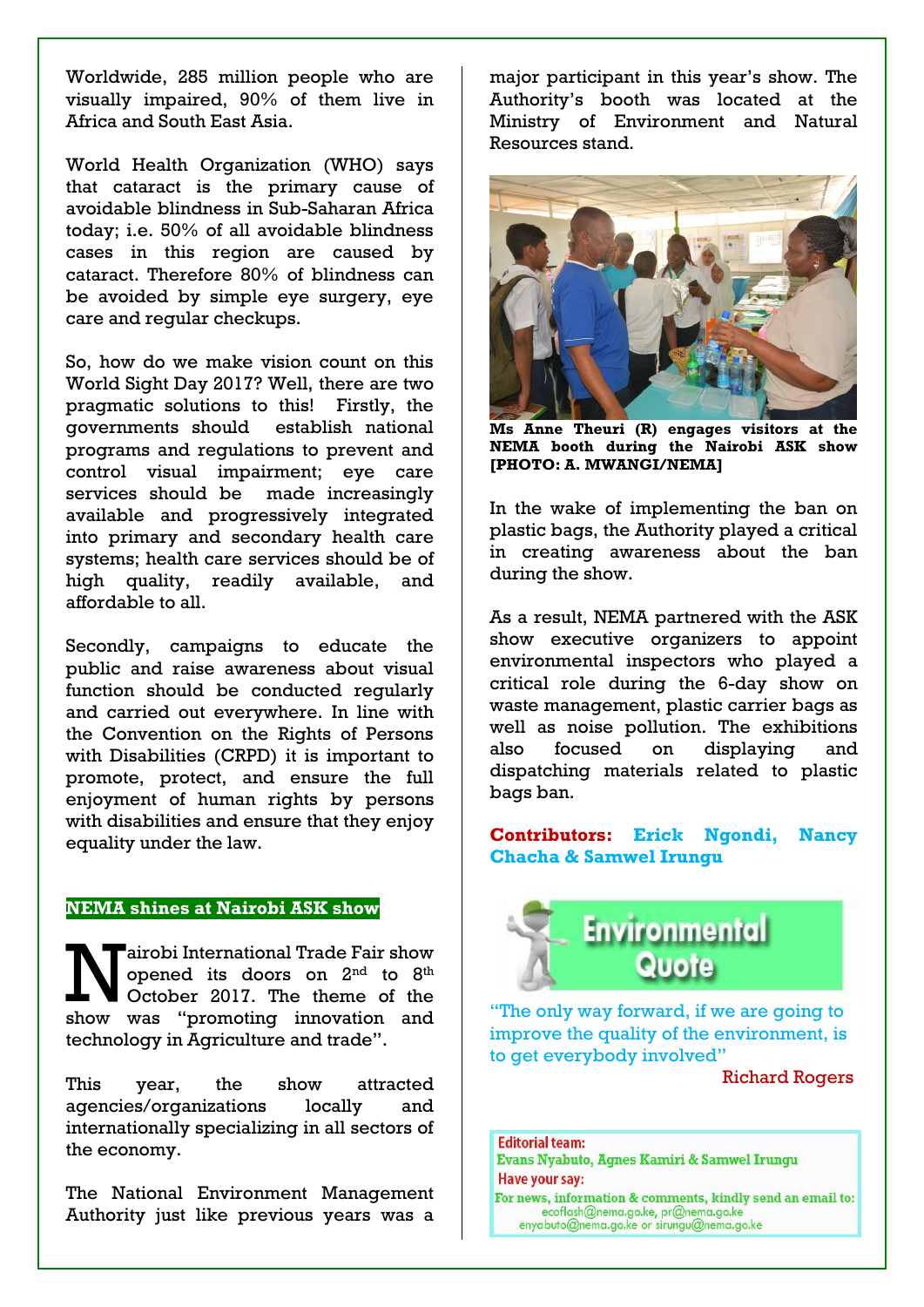Worldwide, 285 million people who are visually impaired, 90% of them live in Africa and South East Asia.

World Health Organization (WHO) says that cataract is the primary cause of avoidable blindness in Sub-Saharan Africa today; i.e. 50% of all avoidable blindness cases in this region are caused by cataract. Therefore 80% of blindness can be avoided by simple eye surgery, eye care and regular checkups.

So, how do we make vision count on this World Sight Day 2017? Well, there are two pragmatic solutions to this! Firstly, the governments should establish national programs and regulations to prevent and control visual impairment; eye care services should be made increasingly available and progressively integrated into primary and secondary health care systems; health care services should be of high quality, readily available, and affordable to all.

Secondly, campaigns to educate the public and raise awareness about visual function should be conducted regularly and carried out everywhere. In line with the Convention on the Rights of Persons with Disabilities (CRPD) it is important to promote, protect, and ensure the full enjoyment of human rights by persons with disabilities and ensure that they enjoy equality under the law.

## NEMA shines at Nairobi ASK show

Nairobi International Trade Fair show opened its doors on 2nd to 8th October 2017. The theme of the show was "promoting innovation and technology in Agriculture and trade".

This year, the show attracted agencies/organizations locally and internationally specializing in all sectors of the economy.

The National Environment Management Authority just like previous years was a major participant in this year's show. The Authority's booth was located at the Ministry of Environment and Natural Resources stand.

**Ms Anne Theuri (R) engages visitors at the NEMA booth during the Nairobi ASK show [PHOTO: A. MWANGI/NEMA]**

In the wake of implementing the ban on plastic bags, the Authority played a critical in creating awareness about the ban during the show.

As a result, NEMA partnered with the ASK show executive organizers to appoint environmental inspectors who played a critical role during the 6-day show on waste management, plastic carrier bags as well as noise pollution. The exhibitions also focused on displaying and dispatching materials related to plastic bags ban.

**Contributors: Erick Ngondi, Nancy Chacha & Samwel Irungu**

**Environmental Quote**

"The only way forward, if we are going to improve the quality of the environment, is to get everybody involved"

Richard Rogers

**Editorial team:**
Evans Nyabuto, Agnes Kamiri & Samwel Irungu

**Have your say:**
For news, information & comments, kindly send an email to:
ecoflash@nema.go.ke, pr@nema.go.ke
enyabuto@nema.go.ke or sirungu@nema.go.ke